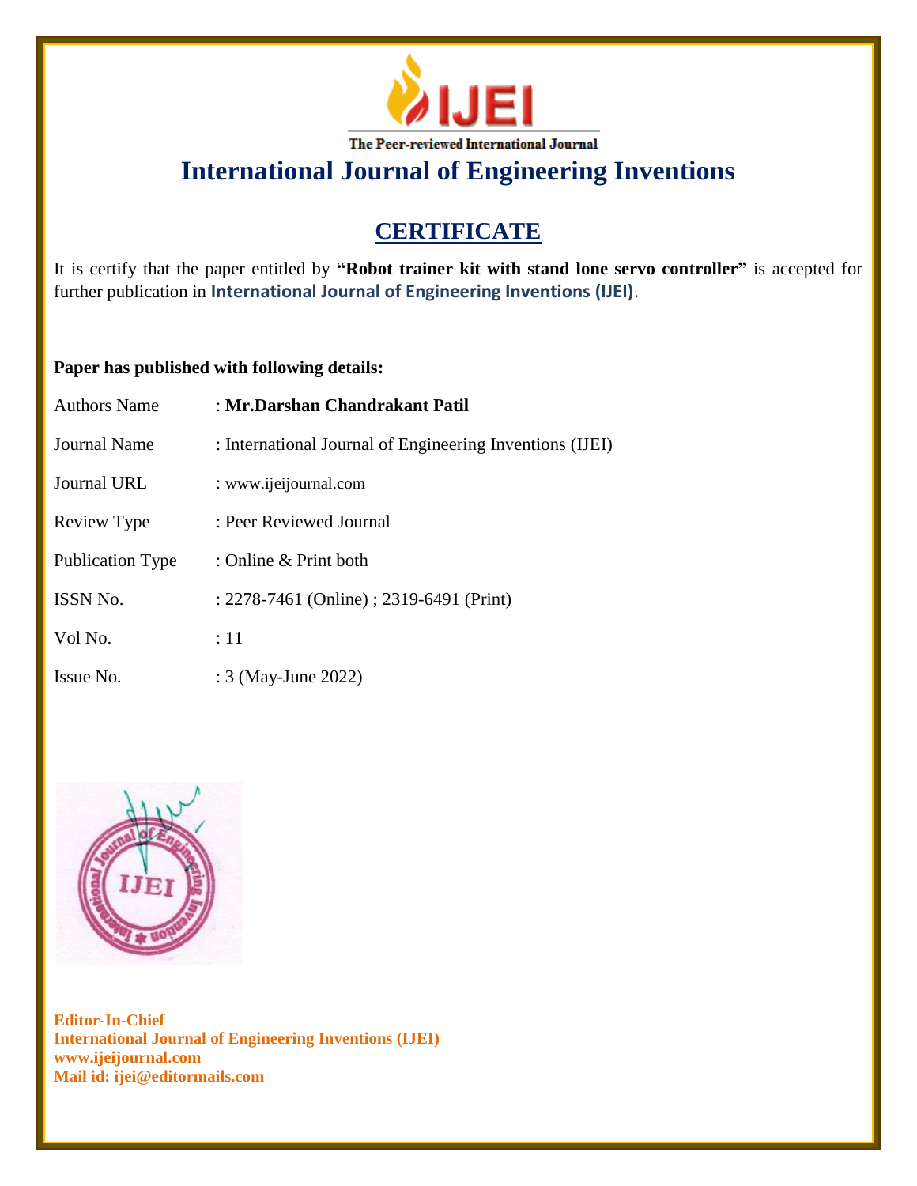The Peer-reviewed International Journal

# International Journal of Engineering Inventions

## CERTIFICATE

It is certify that the paper entitled by **"Robot trainer kit with stand lone servo controller"** is accepted for further publication in **International Journal of Engineering Inventions (IJEI)**.

**Paper has published with following details:**

| | |
|---|---|
| Authors Name | : **Mr.Darshan Chandrakant Patil** |
| Journal Name | : International Journal of Engineering Inventions (IJEI) |
| Journal URL | : www.ijeijournal.com |
| Review Type | : Peer Reviewed Journal |
| Publication Type | : Online & Print both |
| ISSN No. | : 2278-7461 (Online) ; 2319-6491 (Print) |
| Vol No. | : 11 |
| Issue No. | : 3 (May-June 2022) |

**Editor-In-Chief**
**International Journal of Engineering Inventions (IJEI)**
**www.ijeijournal.com**
**Mail id: ijei@editormails.com**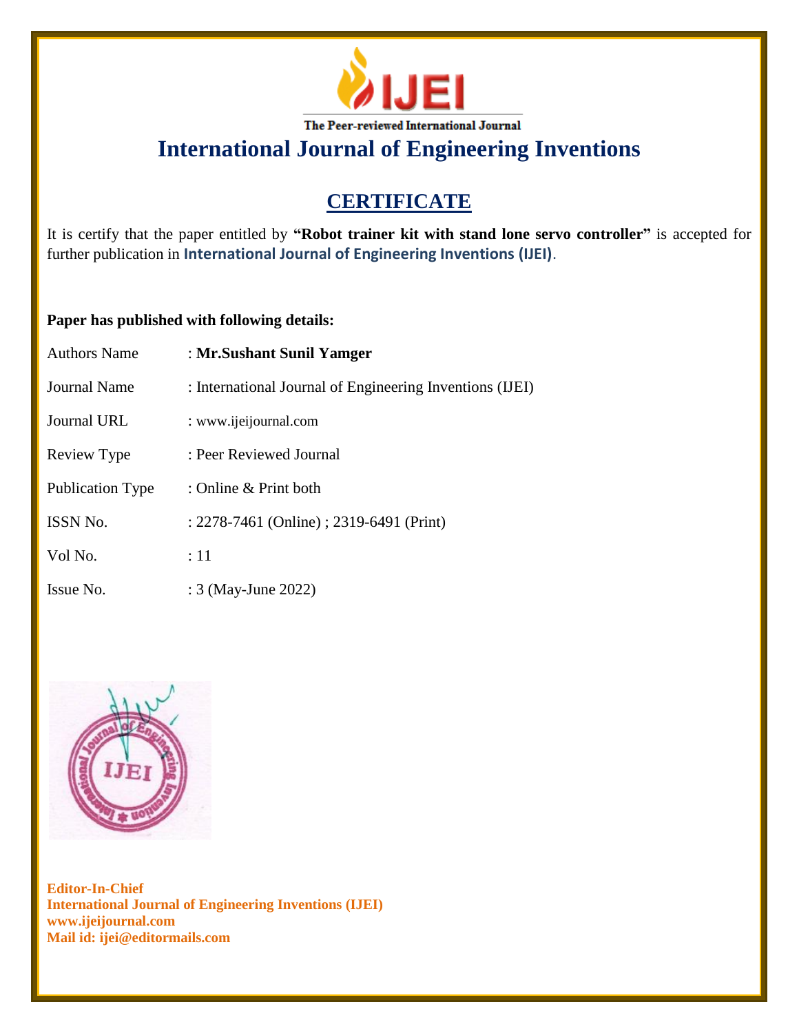IJEI

The Peer-reviewed International Journal

# International Journal of Engineering Inventions

## CERTIFICATE

It is certify that the paper entitled by **"Robot trainer kit with stand lone servo controller"** is accepted for further publication in **International Journal of Engineering Inventions (IJEI)**.

**Paper has published with following details:**

| | |
|---|---|
| Authors Name | : **Mr.Sushant Sunil Yamger** |
| Journal Name | : International Journal of Engineering Inventions (IJEI) |
| Journal URL | : www.ijeijournal.com |
| Review Type | : Peer Reviewed Journal |
| Publication Type | : Online & Print both |
| ISSN No. | : 2278-7461 (Online) ; 2319-6491 (Print) |
| Vol No. | : 11 |
| Issue No. | : 3 (May-June 2022) |

**Editor-In-Chief**
**International Journal of Engineering Inventions (IJEI)**
**www.ijeijournal.com**
**Mail id: ijei@editormails.com**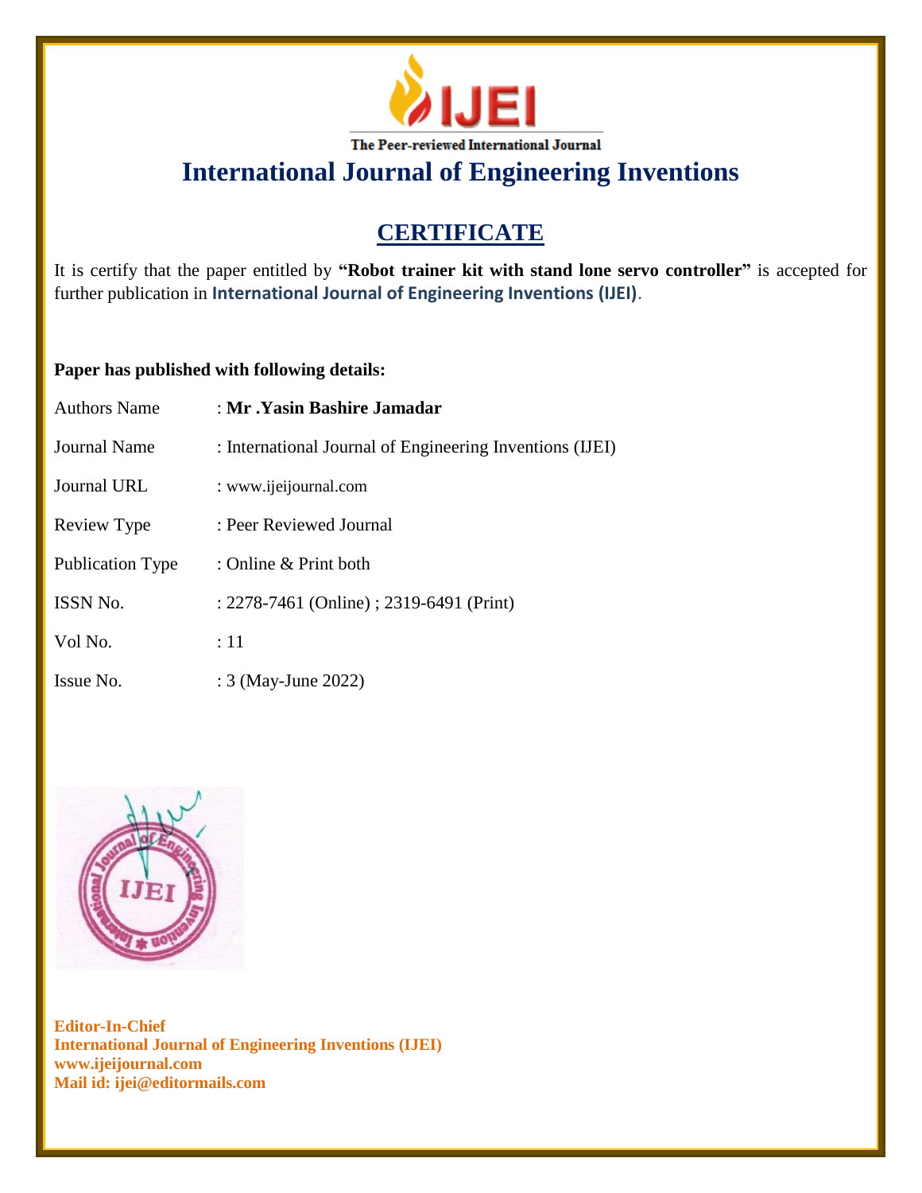IJEI

The Peer-reviewed International Journal

# International Journal of Engineering Inventions

## CERTIFICATE

It is certify that the paper entitled by **"Robot trainer kit with stand lone servo controller"** is accepted for further publication in **International Journal of Engineering Inventions (IJEI)**.

**Paper has published with following details:**

| | |
|---|---|
| Authors Name | : **Mr .Yasin Bashire Jamadar** |
| Journal Name | : International Journal of Engineering Inventions (IJEI) |
| Journal URL | : www.ijeijournal.com |
| Review Type | : Peer Reviewed Journal |
| Publication Type | : Online & Print both |
| ISSN No. | : 2278-7461 (Online) ; 2319-6491 (Print) |
| Vol No. | : 11 |
| Issue No. | : 3 (May-June 2022) |

**Editor-In-Chief**
**International Journal of Engineering Inventions (IJEI)**
**www.ijeijournal.com**
**Mail id: ijei@editormails.com**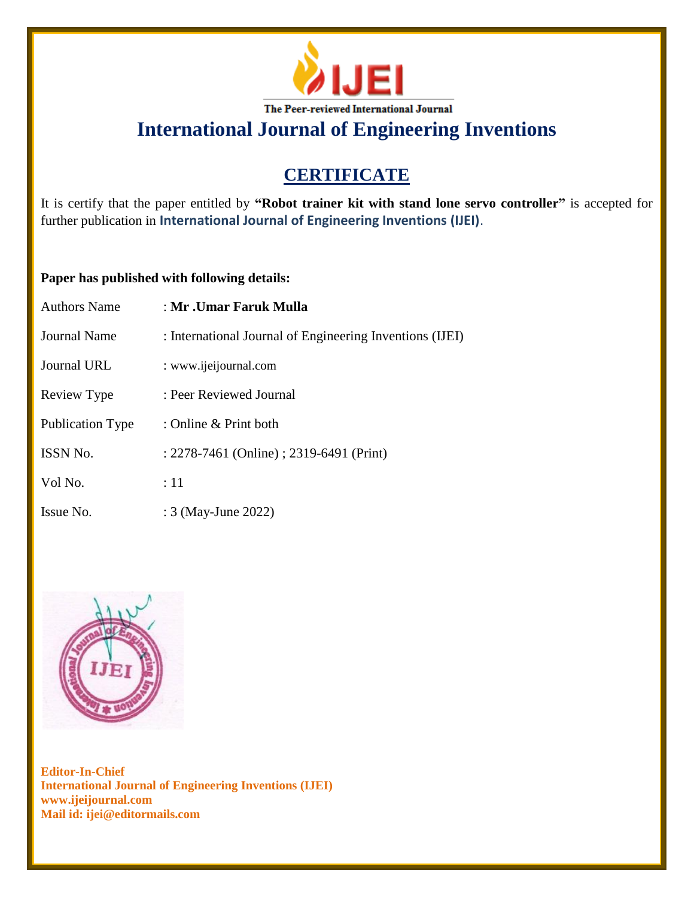IJEI

The Peer-reviewed International Journal

# International Journal of Engineering Inventions

## CERTIFICATE

It is certify that the paper entitled by **"Robot trainer kit with stand lone servo controller"** is accepted for further publication in **International Journal of Engineering Inventions (IJEI)**.

**Paper has published with following details:**

| | |
|---|---|
| Authors Name | : **Mr .Umar Faruk Mulla** |
| Journal Name | : International Journal of Engineering Inventions (IJEI) |
| Journal URL | : www.ijeijournal.com |
| Review Type | : Peer Reviewed Journal |
| Publication Type | : Online & Print both |
| ISSN No. | : 2278-7461 (Online) ; 2319-6491 (Print) |
| Vol No. | : 11 |
| Issue No. | : 3 (May-June 2022) |

**Editor-In-Chief**
**International Journal of Engineering Inventions (IJEI)**
**www.ijeijournal.com**
**Mail id: ijei@editormails.com**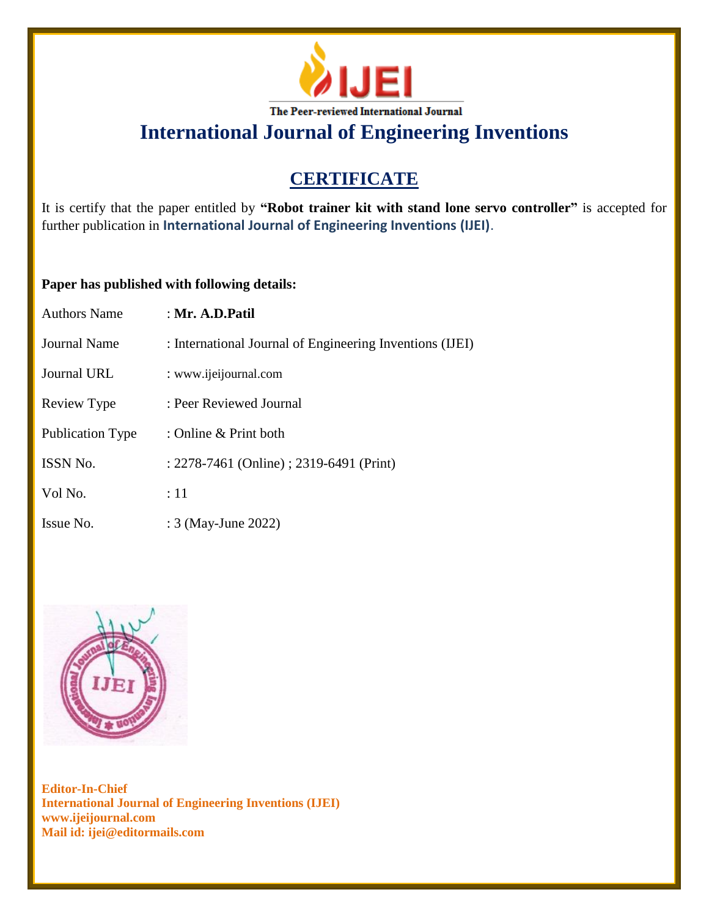The Peer-reviewed International Journal

# International Journal of Engineering Inventions

## CERTIFICATE

It is certify that the paper entitled by **"Robot trainer kit with stand lone servo controller"** is accepted for further publication in **International Journal of Engineering Inventions (IJEI)**.

**Paper has published with following details:**

| | |
|---|---|
| Authors Name | : **Mr. A.D.Patil** |
| Journal Name | : International Journal of Engineering Inventions (IJEI) |
| Journal URL | : www.ijeijournal.com |
| Review Type | : Peer Reviewed Journal |
| Publication Type | : Online & Print both |
| ISSN No. | : 2278-7461 (Online) ; 2319-6491 (Print) |
| Vol No. | : 11 |
| Issue No. | : 3 (May-June 2022) |

**Editor-In-Chief**
**International Journal of Engineering Inventions (IJEI)**
**www.ijeijournal.com**
**Mail id: ijei@editormails.com**